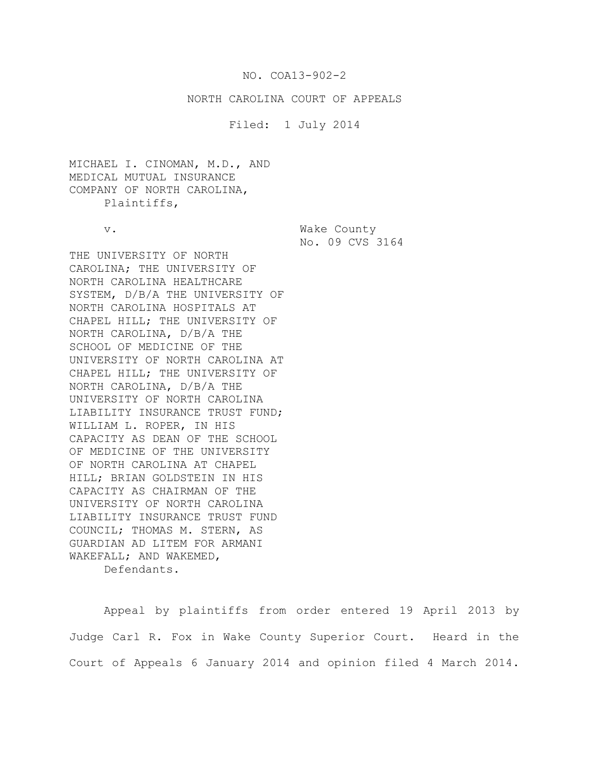NO. COA13-902-2

NORTH CAROLINA COURT OF APPEALS

Filed: 1 July 2014

MICHAEL I. CINOMAN, M.D., AND MEDICAL MUTUAL INSURANCE COMPANY OF NORTH CAROLINA,
Plaintiffs,

v.

Wake County
No. 09 CVS 3164

THE UNIVERSITY OF NORTH CAROLINA; THE UNIVERSITY OF NORTH CAROLINA HEALTHCARE SYSTEM, D/B/A THE UNIVERSITY OF NORTH CAROLINA HOSPITALS AT CHAPEL HILL; THE UNIVERSITY OF NORTH CAROLINA, D/B/A THE SCHOOL OF MEDICINE OF THE UNIVERSITY OF NORTH CAROLINA AT CHAPEL HILL; THE UNIVERSITY OF NORTH CAROLINA, D/B/A THE UNIVERSITY OF NORTH CAROLINA LIABILITY INSURANCE TRUST FUND; WILLIAM L. ROPER, IN HIS CAPACITY AS DEAN OF THE SCHOOL OF MEDICINE OF THE UNIVERSITY OF NORTH CAROLINA AT CHAPEL HILL; BRIAN GOLDSTEIN IN HIS CAPACITY AS CHAIRMAN OF THE UNIVERSITY OF NORTH CAROLINA LIABILITY INSURANCE TRUST FUND COUNCIL; THOMAS M. STERN, AS GUARDIAN AD LITEM FOR ARMANI WAKEFALL; AND WAKEMED,
Defendants.

Appeal by plaintiffs from order entered 19 April 2013 by Judge Carl R. Fox in Wake County Superior Court. Heard in the Court of Appeals 6 January 2014 and opinion filed 4 March 2014.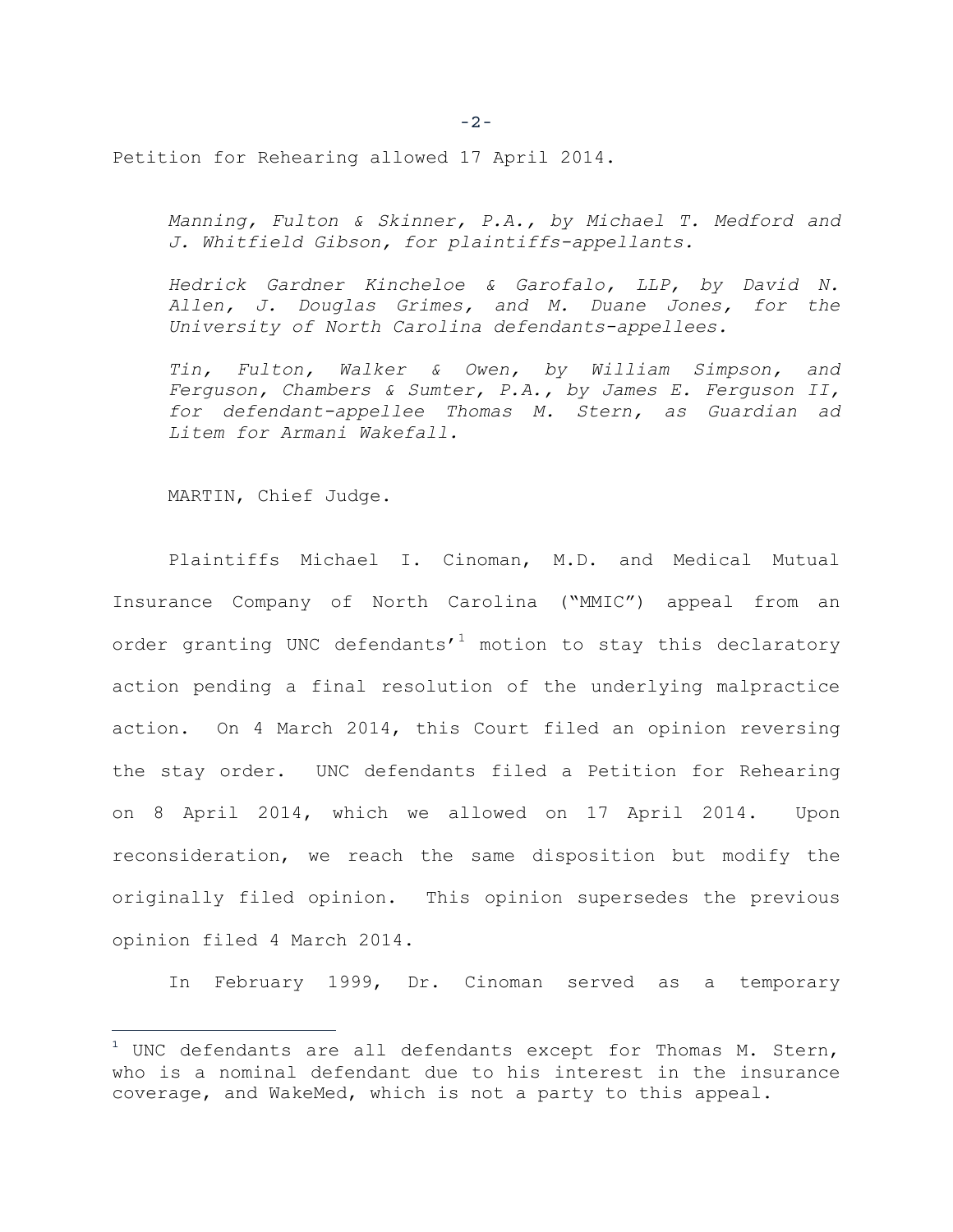Petition for Rehearing allowed 17 April 2014.

*Manning, Fulton & Skinner, P.A., by Michael T. Medford and J. Whitfield Gibson, for plaintiffs-appellants.*

*Hedrick Gardner Kincheloe & Garofalo, LLP, by David N. Allen, J. Douglas Grimes, and M. Duane Jones, for the University of North Carolina defendants-appellees.*

*Tin, Fulton, Walker & Owen, by William Simpson, and Ferguson, Chambers & Sumter, P.A., by James E. Ferguson II, for defendant-appellee Thomas M. Stern, as Guardian ad Litem for Armani Wakefall.*

MARTIN, Chief Judge.

Plaintiffs Michael I. Cinoman, M.D. and Medical Mutual Insurance Company of North Carolina ("MMIC") appeal from an order granting UNC defendants'[1] motion to stay this declaratory action pending a final resolution of the underlying malpractice action. On 4 March 2014, this Court filed an opinion reversing the stay order. UNC defendants filed a Petition for Rehearing on 8 April 2014, which we allowed on 17 April 2014. Upon reconsideration, we reach the same disposition but modify the originally filed opinion. This opinion supersedes the previous opinion filed 4 March 2014.

In February 1999, Dr. Cinoman served as a temporary

---

[1] UNC defendants are all defendants except for Thomas M. Stern, who is a nominal defendant due to his interest in the insurance coverage, and WakeMed, which is not a party to this appeal.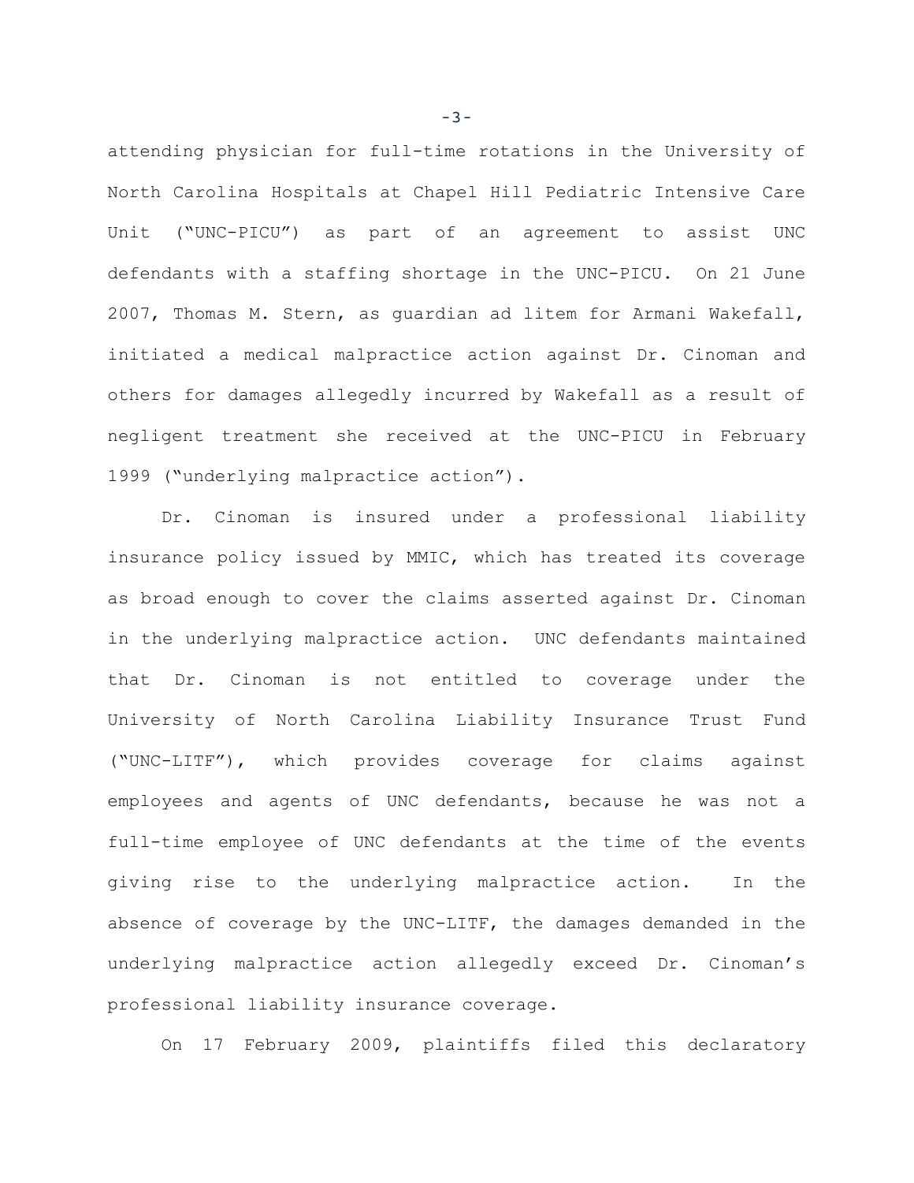attending physician for full-time rotations in the University of North Carolina Hospitals at Chapel Hill Pediatric Intensive Care Unit ("UNC-PICU") as part of an agreement to assist UNC defendants with a staffing shortage in the UNC-PICU. On 21 June 2007, Thomas M. Stern, as guardian ad litem for Armani Wakefall, initiated a medical malpractice action against Dr. Cinoman and others for damages allegedly incurred by Wakefall as a result of negligent treatment she received at the UNC-PICU in February 1999 ("underlying malpractice action").

Dr. Cinoman is insured under a professional liability insurance policy issued by MMIC, which has treated its coverage as broad enough to cover the claims asserted against Dr. Cinoman in the underlying malpractice action. UNC defendants maintained that Dr. Cinoman is not entitled to coverage under the University of North Carolina Liability Insurance Trust Fund ("UNC-LITF"), which provides coverage for claims against employees and agents of UNC defendants, because he was not a full-time employee of UNC defendants at the time of the events giving rise to the underlying malpractice action. In the absence of coverage by the UNC-LITF, the damages demanded in the underlying malpractice action allegedly exceed Dr. Cinoman's professional liability insurance coverage.

On 17 February 2009, plaintiffs filed this declaratory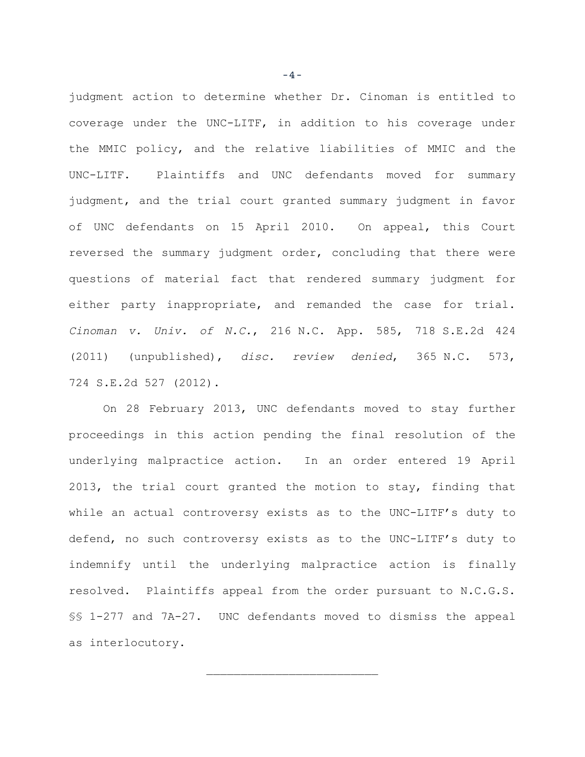judgment action to determine whether Dr. Cinoman is entitled to coverage under the UNC-LITF, in addition to his coverage under the MMIC policy, and the relative liabilities of MMIC and the UNC-LITF. Plaintiffs and UNC defendants moved for summary judgment, and the trial court granted summary judgment in favor of UNC defendants on 15 April 2010. On appeal, this Court reversed the summary judgment order, concluding that there were questions of material fact that rendered summary judgment for either party inappropriate, and remanded the case for trial. *Cinoman v. Univ. of N.C.*, 216 N.C. App. 585, 718 S.E.2d 424 (2011) (unpublished), *disc. review denied*, 365 N.C. 573, 724 S.E.2d 527 (2012).

On 28 February 2013, UNC defendants moved to stay further proceedings in this action pending the final resolution of the underlying malpractice action. In an order entered 19 April 2013, the trial court granted the motion to stay, finding that while an actual controversy exists as to the UNC-LITF's duty to defend, no such controversy exists as to the UNC-LITF's duty to indemnify until the underlying malpractice action is finally resolved. Plaintiffs appeal from the order pursuant to N.C.G.S. §§ 1-277 and 7A-27. UNC defendants moved to dismiss the appeal as interlocutory.

---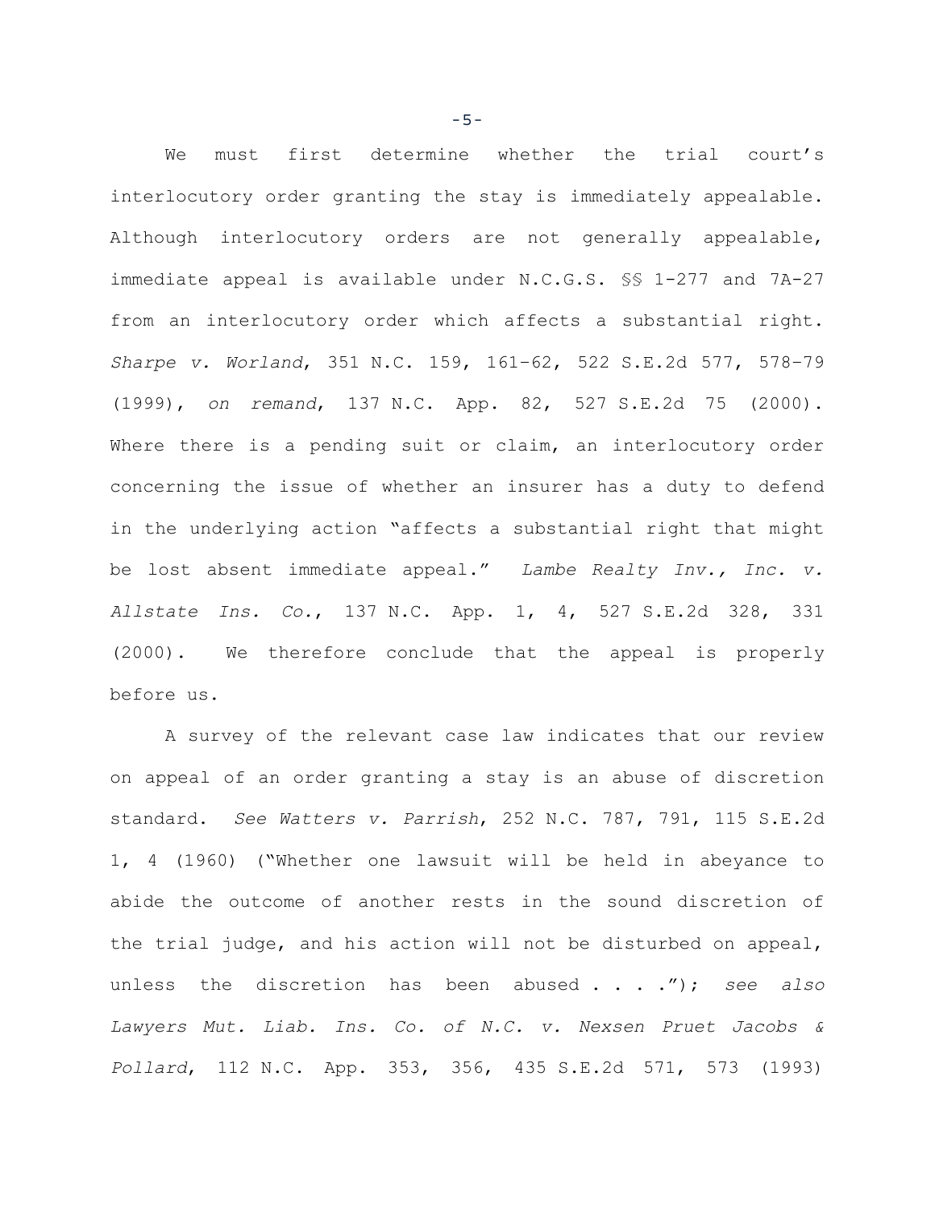We must first determine whether the trial court's interlocutory order granting the stay is immediately appealable. Although interlocutory orders are not generally appealable, immediate appeal is available under N.C.G.S. §§ 1-277 and 7A-27 from an interlocutory order which affects a substantial right. *Sharpe v. Worland*, 351 N.C. 159, 161–62, 522 S.E.2d 577, 578–79 (1999), *on remand*, 137 N.C. App. 82, 527 S.E.2d 75 (2000). Where there is a pending suit or claim, an interlocutory order concerning the issue of whether an insurer has a duty to defend in the underlying action "affects a substantial right that might be lost absent immediate appeal." *Lambe Realty Inv., Inc. v. Allstate Ins. Co.*, 137 N.C. App. 1, 4, 527 S.E.2d 328, 331 (2000). We therefore conclude that the appeal is properly before us.

A survey of the relevant case law indicates that our review on appeal of an order granting a stay is an abuse of discretion standard. *See Watters v. Parrish*, 252 N.C. 787, 791, 115 S.E.2d 1, 4 (1960) ("Whether one lawsuit will be held in abeyance to abide the outcome of another rests in the sound discretion of the trial judge, and his action will not be disturbed on appeal, unless the discretion has been abused . . . ."); *see also Lawyers Mut. Liab. Ins. Co. of N.C. v. Nexsen Pruet Jacobs & Pollard*, 112 N.C. App. 353, 356, 435 S.E.2d 571, 573 (1993)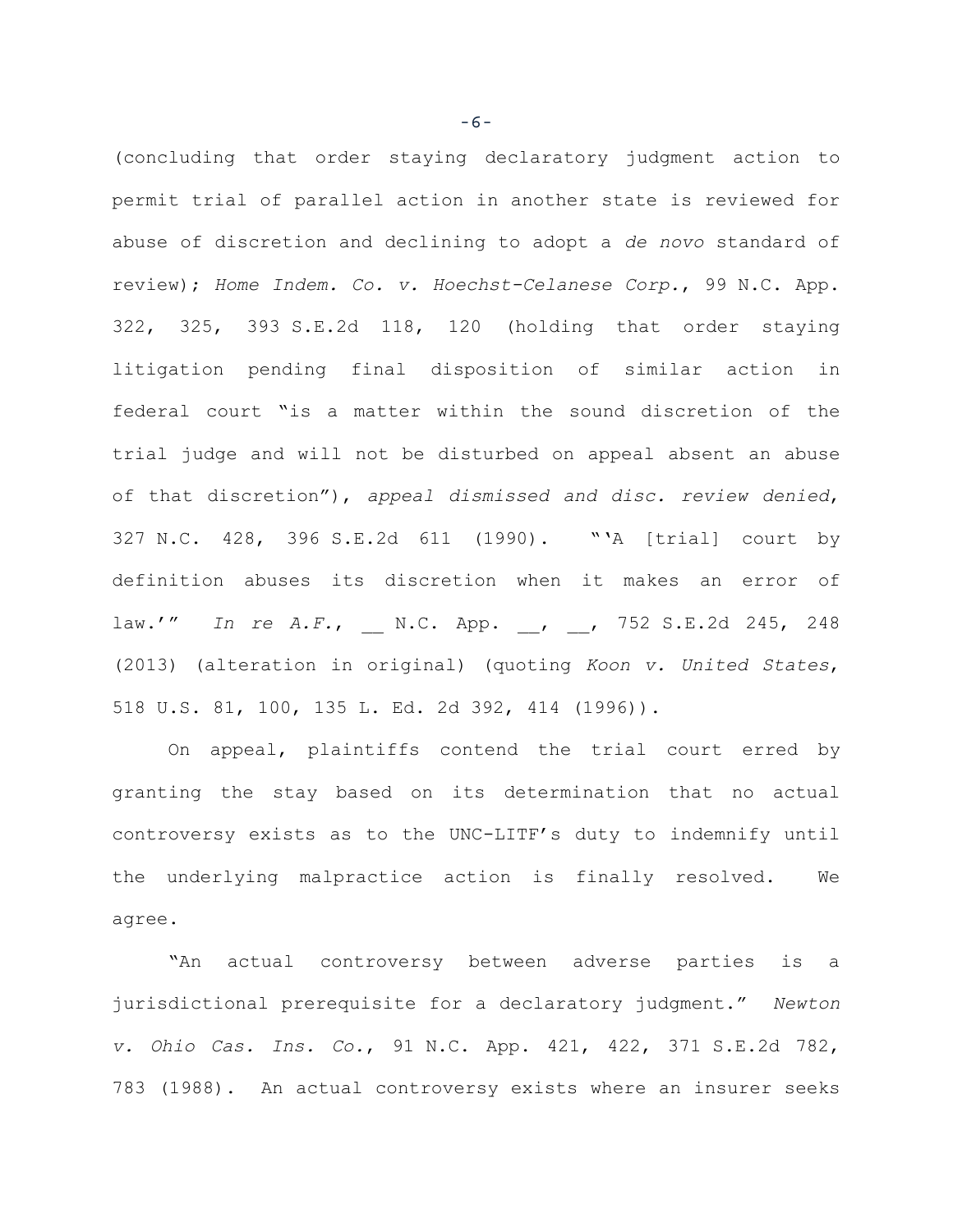(concluding that order staying declaratory judgment action to permit trial of parallel action in another state is reviewed for abuse of discretion and declining to adopt a *de novo* standard of review); *Home Indem. Co. v. Hoechst-Celanese Corp.*, 99 N.C. App. 322, 325, 393 S.E.2d 118, 120 (holding that order staying litigation pending final disposition of similar action in federal court "is a matter within the sound discretion of the trial judge and will not be disturbed on appeal absent an abuse of that discretion"), *appeal dismissed and disc. review denied*, 327 N.C. 428, 396 S.E.2d 611 (1990). "'A [trial] court by definition abuses its discretion when it makes an error of law.'" *In re A.F.*, __ N.C. App. __, __, 752 S.E.2d 245, 248 (2013) (alteration in original) (quoting *Koon v. United States*, 518 U.S. 81, 100, 135 L. Ed. 2d 392, 414 (1996)).

On appeal, plaintiffs contend the trial court erred by granting the stay based on its determination that no actual controversy exists as to the UNC-LITF's duty to indemnify until the underlying malpractice action is finally resolved. We agree.

"An actual controversy between adverse parties is a jurisdictional prerequisite for a declaratory judgment." *Newton v. Ohio Cas. Ins. Co.*, 91 N.C. App. 421, 422, 371 S.E.2d 782, 783 (1988). An actual controversy exists where an insurer seeks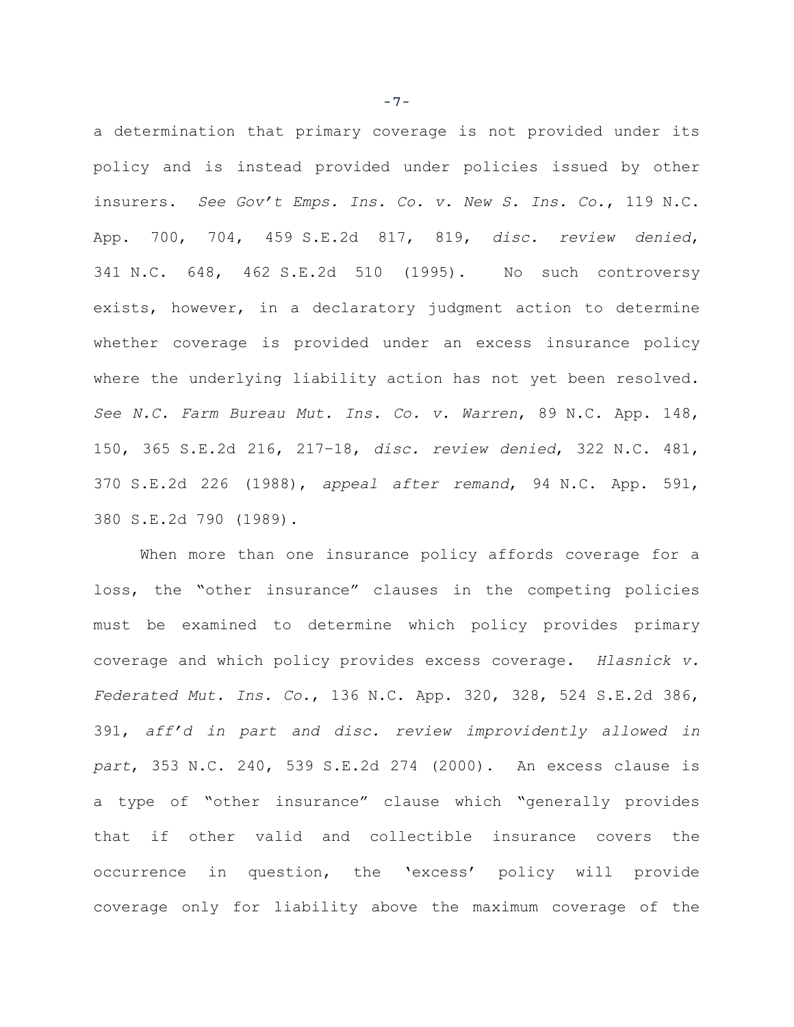a determination that primary coverage is not provided under its policy and is instead provided under policies issued by other insurers. *See Gov't Emps. Ins. Co. v. New S. Ins. Co.*, 119 N.C. App. 700, 704, 459 S.E.2d 817, 819, *disc. review denied*, 341 N.C. 648, 462 S.E.2d 510 (1995). No such controversy exists, however, in a declaratory judgment action to determine whether coverage is provided under an excess insurance policy where the underlying liability action has not yet been resolved. *See N.C. Farm Bureau Mut. Ins. Co. v. Warren*, 89 N.C. App. 148, 150, 365 S.E.2d 216, 217–18, *disc. review denied*, 322 N.C. 481, 370 S.E.2d 226 (1988), *appeal after remand*, 94 N.C. App. 591, 380 S.E.2d 790 (1989).

When more than one insurance policy affords coverage for a loss, the "other insurance" clauses in the competing policies must be examined to determine which policy provides primary coverage and which policy provides excess coverage. *Hlasnick v. Federated Mut. Ins. Co.*, 136 N.C. App. 320, 328, 524 S.E.2d 386, 391, *aff'd in part and disc. review improvidently allowed in part*, 353 N.C. 240, 539 S.E.2d 274 (2000). An excess clause is a type of "other insurance" clause which "generally provides that if other valid and collectible insurance covers the occurrence in question, the 'excess' policy will provide coverage only for liability above the maximum coverage of the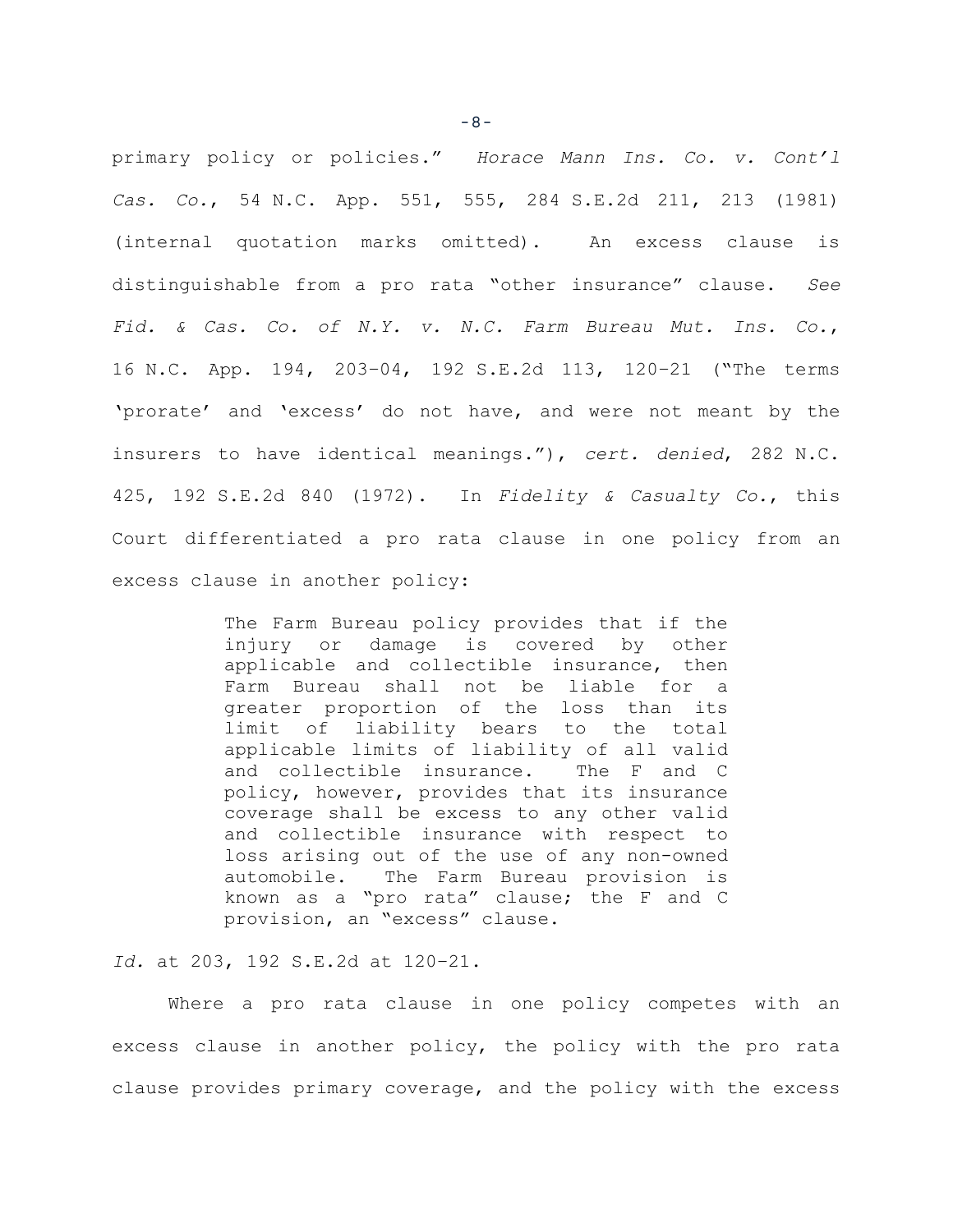primary policy or policies." *Horace Mann Ins. Co. v. Cont'l Cas. Co.*, 54 N.C. App. 551, 555, 284 S.E.2d 211, 213 (1981) (internal quotation marks omitted). An excess clause is distinguishable from a pro rata "other insurance" clause. *See Fid. & Cas. Co. of N.Y. v. N.C. Farm Bureau Mut. Ins. Co.*, 16 N.C. App. 194, 203–04, 192 S.E.2d 113, 120–21 ("The terms 'prorate' and 'excess' do not have, and were not meant by the insurers to have identical meanings."), *cert. denied*, 282 N.C. 425, 192 S.E.2d 840 (1972). In *Fidelity & Casualty Co.*, this Court differentiated a pro rata clause in one policy from an excess clause in another policy:

> The Farm Bureau policy provides that if the injury or damage is covered by other applicable and collectible insurance, then Farm Bureau shall not be liable for a greater proportion of the loss than its limit of liability bears to the total applicable limits of liability of all valid and collectible insurance. The F and C policy, however, provides that its insurance coverage shall be excess to any other valid and collectible insurance with respect to loss arising out of the use of any non-owned automobile. The Farm Bureau provision is known as a "pro rata" clause; the F and C provision, an "excess" clause.

*Id.* at 203, 192 S.E.2d at 120–21.

Where a pro rata clause in one policy competes with an excess clause in another policy, the policy with the pro rata clause provides primary coverage, and the policy with the excess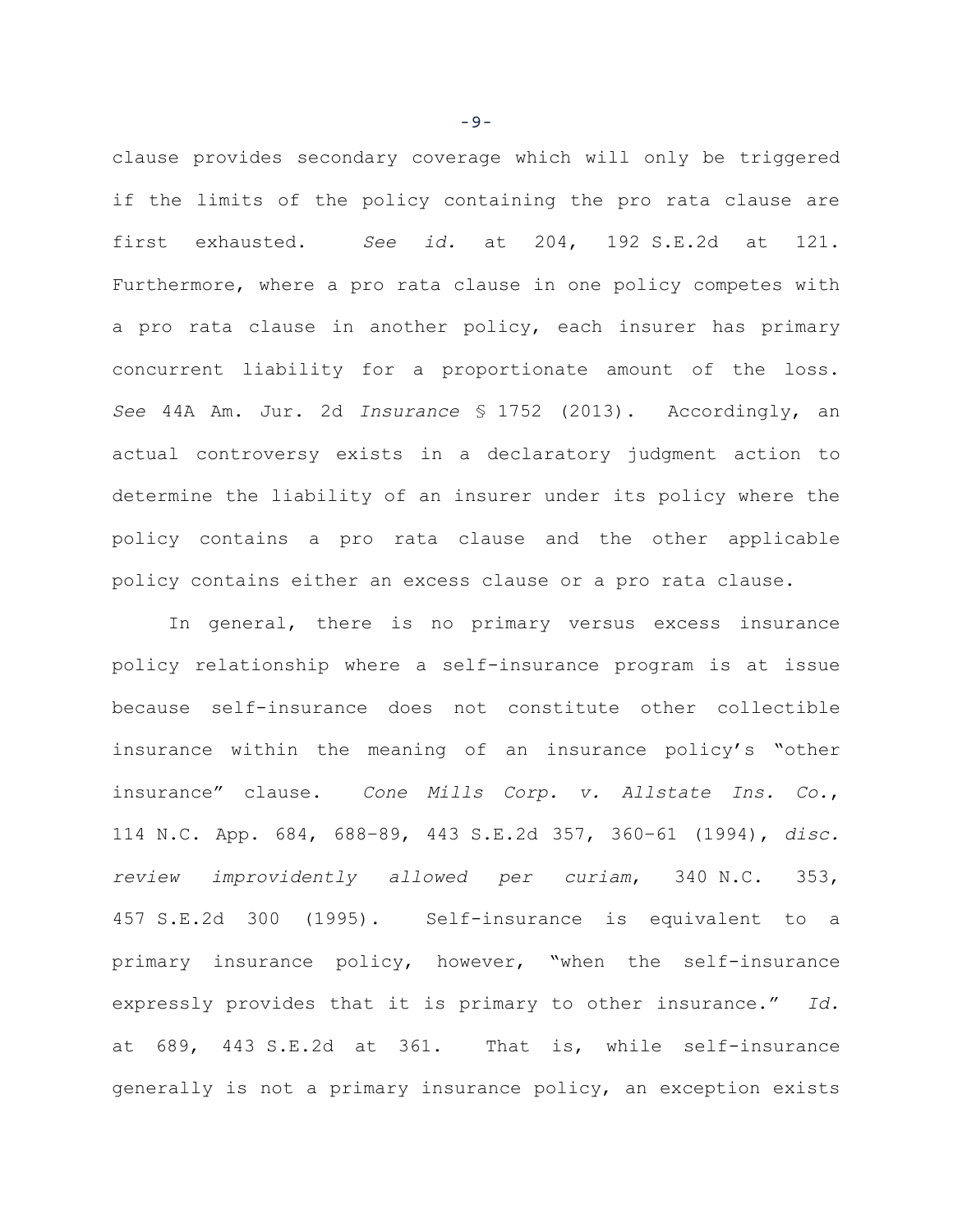clause provides secondary coverage which will only be triggered if the limits of the policy containing the pro rata clause are first exhausted. *See id.* at 204, 192 S.E.2d at 121. Furthermore, where a pro rata clause in one policy competes with a pro rata clause in another policy, each insurer has primary concurrent liability for a proportionate amount of the loss. *See* 44A Am. Jur. 2d *Insurance* § 1752 (2013). Accordingly, an actual controversy exists in a declaratory judgment action to determine the liability of an insurer under its policy where the policy contains a pro rata clause and the other applicable policy contains either an excess clause or a pro rata clause.

In general, there is no primary versus excess insurance policy relationship where a self-insurance program is at issue because self-insurance does not constitute other collectible insurance within the meaning of an insurance policy's "other insurance" clause. *Cone Mills Corp. v. Allstate Ins. Co.*, 114 N.C. App. 684, 688–89, 443 S.E.2d 357, 360–61 (1994), *disc. review improvidently allowed per curiam*, 340 N.C. 353, 457 S.E.2d 300 (1995). Self-insurance is equivalent to a primary insurance policy, however, "when the self-insurance expressly provides that it is primary to other insurance." *Id.* at 689, 443 S.E.2d at 361. That is, while self-insurance generally is not a primary insurance policy, an exception exists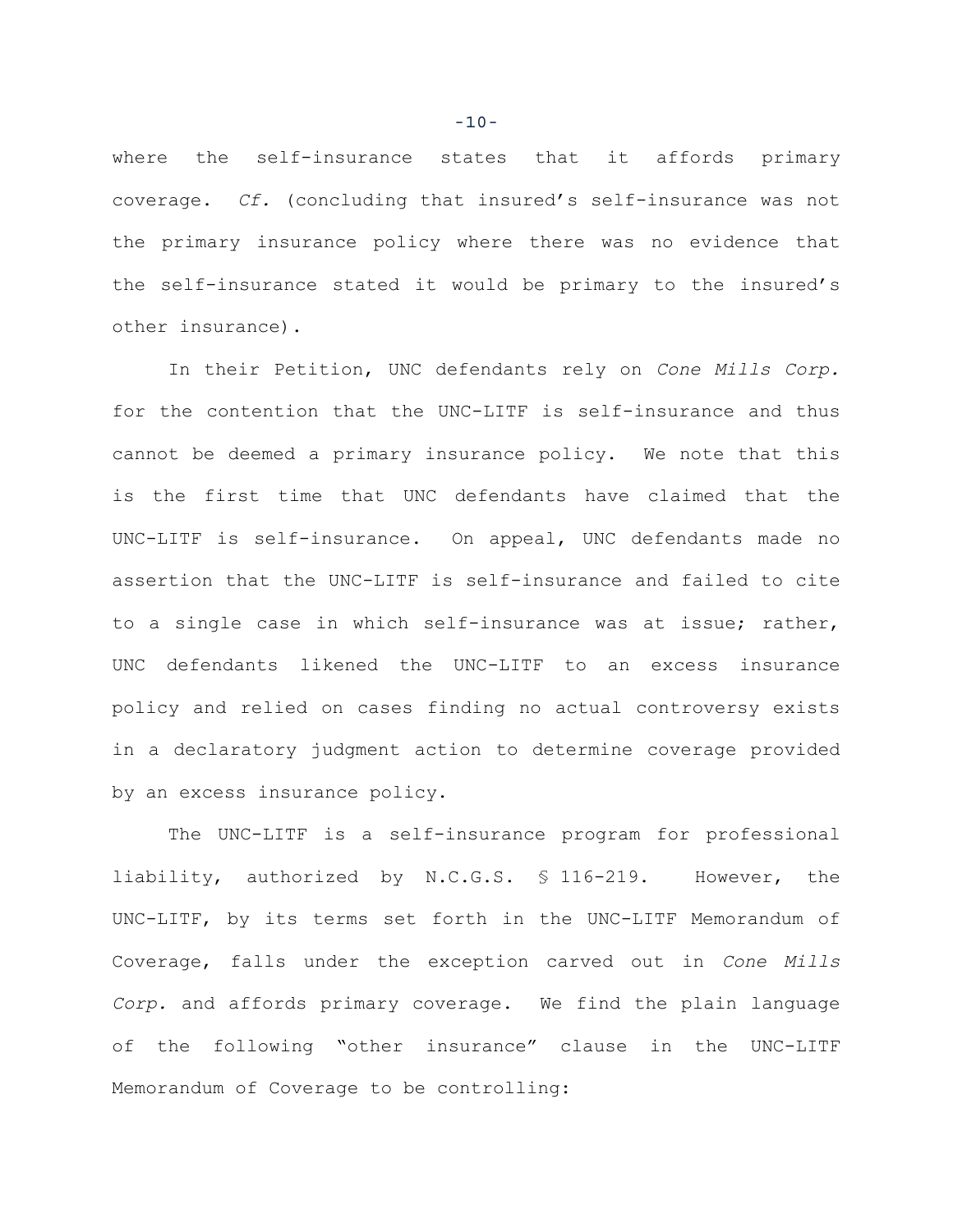where the self-insurance states that it affords primary coverage. *Cf.* (concluding that insured's self-insurance was not the primary insurance policy where there was no evidence that the self-insurance stated it would be primary to the insured's other insurance).

In their Petition, UNC defendants rely on *Cone Mills Corp.* for the contention that the UNC-LITF is self-insurance and thus cannot be deemed a primary insurance policy. We note that this is the first time that UNC defendants have claimed that the UNC-LITF is self-insurance. On appeal, UNC defendants made no assertion that the UNC-LITF is self-insurance and failed to cite to a single case in which self-insurance was at issue; rather, UNC defendants likened the UNC-LITF to an excess insurance policy and relied on cases finding no actual controversy exists in a declaratory judgment action to determine coverage provided by an excess insurance policy.

The UNC-LITF is a self-insurance program for professional liability, authorized by N.C.G.S. § 116-219. However, the UNC-LITF, by its terms set forth in the UNC-LITF Memorandum of Coverage, falls under the exception carved out in *Cone Mills Corp.* and affords primary coverage. We find the plain language of the following "other insurance" clause in the UNC-LITF Memorandum of Coverage to be controlling: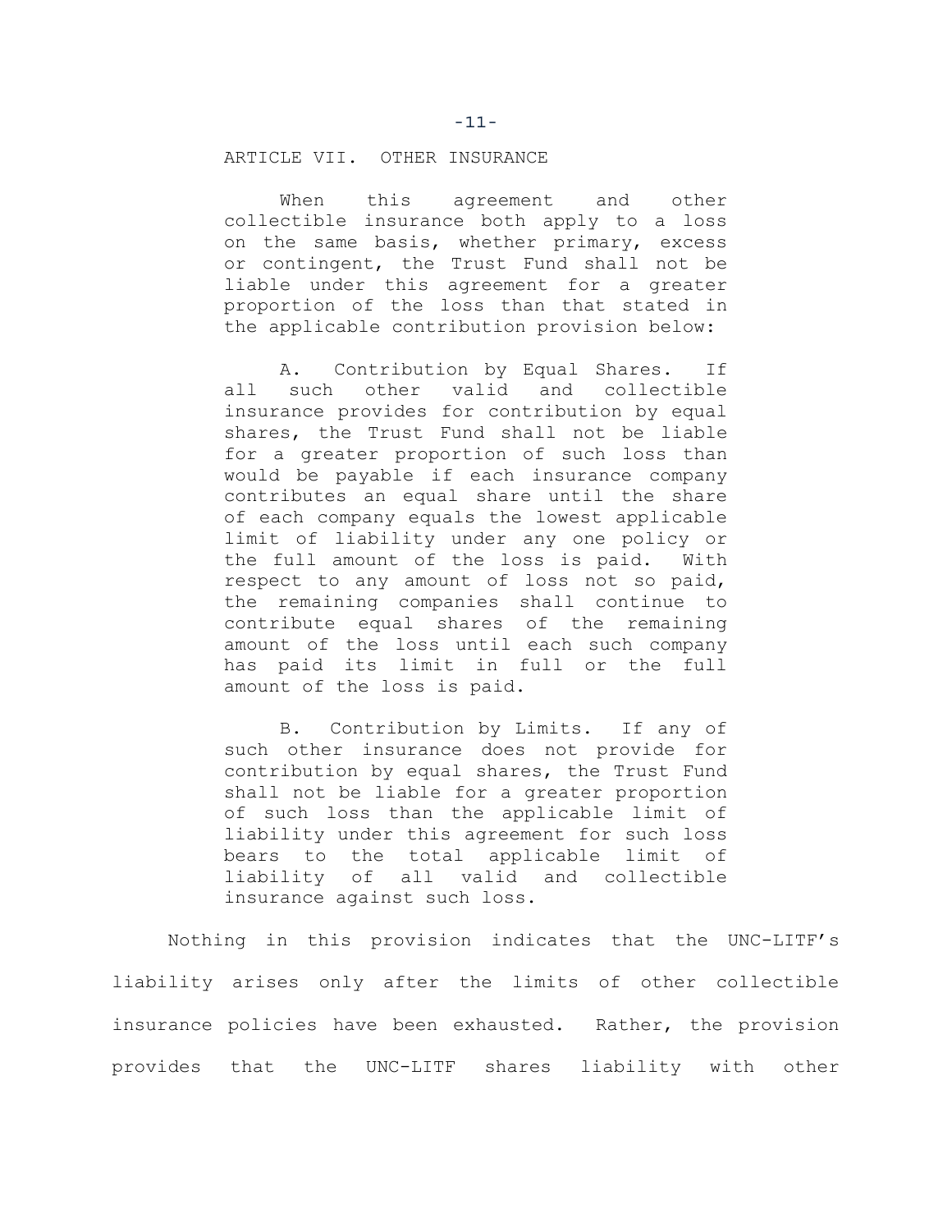ARTICLE VII. OTHER INSURANCE

> When this agreement and other collectible insurance both apply to a loss on the same basis, whether primary, excess or contingent, the Trust Fund shall not be liable under this agreement for a greater proportion of the loss than that stated in the applicable contribution provision below:
>
> A. Contribution by Equal Shares. If all such other valid and collectible insurance provides for contribution by equal shares, the Trust Fund shall not be liable for a greater proportion of such loss than would be payable if each insurance company contributes an equal share until the share of each company equals the lowest applicable limit of liability under any one policy or the full amount of the loss is paid. With respect to any amount of loss not so paid, the remaining companies shall continue to contribute equal shares of the remaining amount of the loss until each such company has paid its limit in full or the full amount of the loss is paid.
>
> B. Contribution by Limits. If any of such other insurance does not provide for contribution by equal shares, the Trust Fund shall not be liable for a greater proportion of such loss than the applicable limit of liability under this agreement for such loss bears to the total applicable limit of liability of all valid and collectible insurance against such loss.

Nothing in this provision indicates that the UNC-LITF's liability arises only after the limits of other collectible insurance policies have been exhausted. Rather, the provision provides that the UNC-LITF shares liability with other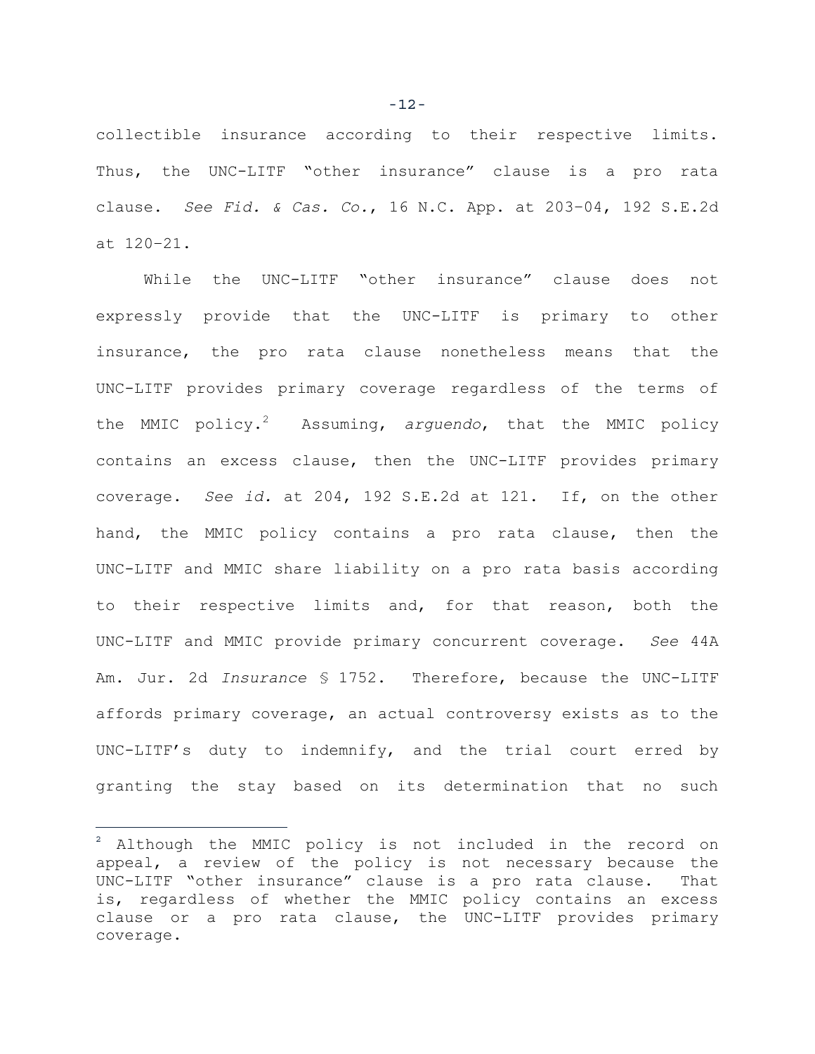collectible insurance according to their respective limits. Thus, the UNC-LITF "other insurance" clause is a pro rata clause. *See Fid. & Cas. Co.*, 16 N.C. App. at 203–04, 192 S.E.2d at 120–21.

While the UNC-LITF "other insurance" clause does not expressly provide that the UNC-LITF is primary to other insurance, the pro rata clause nonetheless means that the UNC-LITF provides primary coverage regardless of the terms of the MMIC policy.[2] Assuming, *arguendo*, that the MMIC policy contains an excess clause, then the UNC-LITF provides primary coverage. *See id.* at 204, 192 S.E.2d at 121. If, on the other hand, the MMIC policy contains a pro rata clause, then the UNC-LITF and MMIC share liability on a pro rata basis according to their respective limits and, for that reason, both the UNC-LITF and MMIC provide primary concurrent coverage. *See* 44A Am. Jur. 2d *Insurance* § 1752. Therefore, because the UNC-LITF affords primary coverage, an actual controversy exists as to the UNC-LITF's duty to indemnify, and the trial court erred by granting the stay based on its determination that no such

---

[2] Although the MMIC policy is not included in the record on appeal, a review of the policy is not necessary because the UNC-LITF "other insurance" clause is a pro rata clause. That is, regardless of whether the MMIC policy contains an excess clause or a pro rata clause, the UNC-LITF provides primary coverage.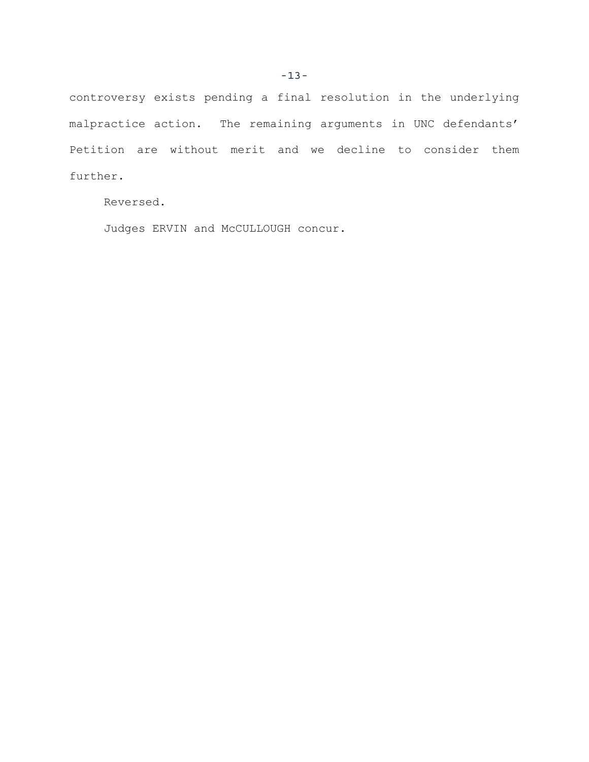controversy exists pending a final resolution in the underlying malpractice action. The remaining arguments in UNC defendants' Petition are without merit and we decline to consider them further.

Reversed.

Judges ERVIN and McCULLOUGH concur.